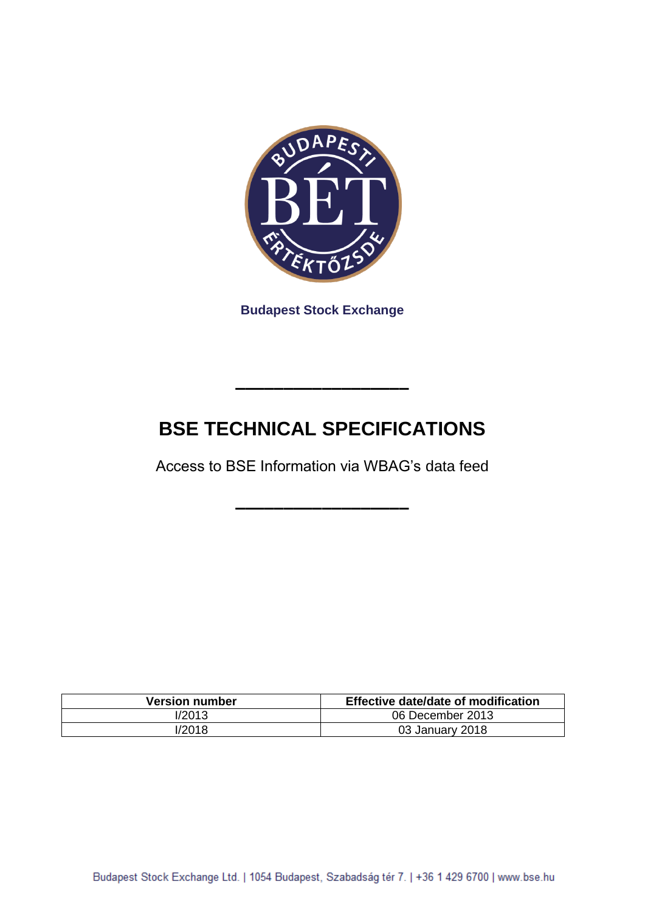**Budapest Stock Exchange**

---

# BSE TECHNICAL SPECIFICATIONS

Access to BSE Information via WBAG's data feed

---

| Version number | Effective date/date of modification |
|---|---|
| I/2013 | 06 December 2013 |
| I/2018 | 03 January 2018 |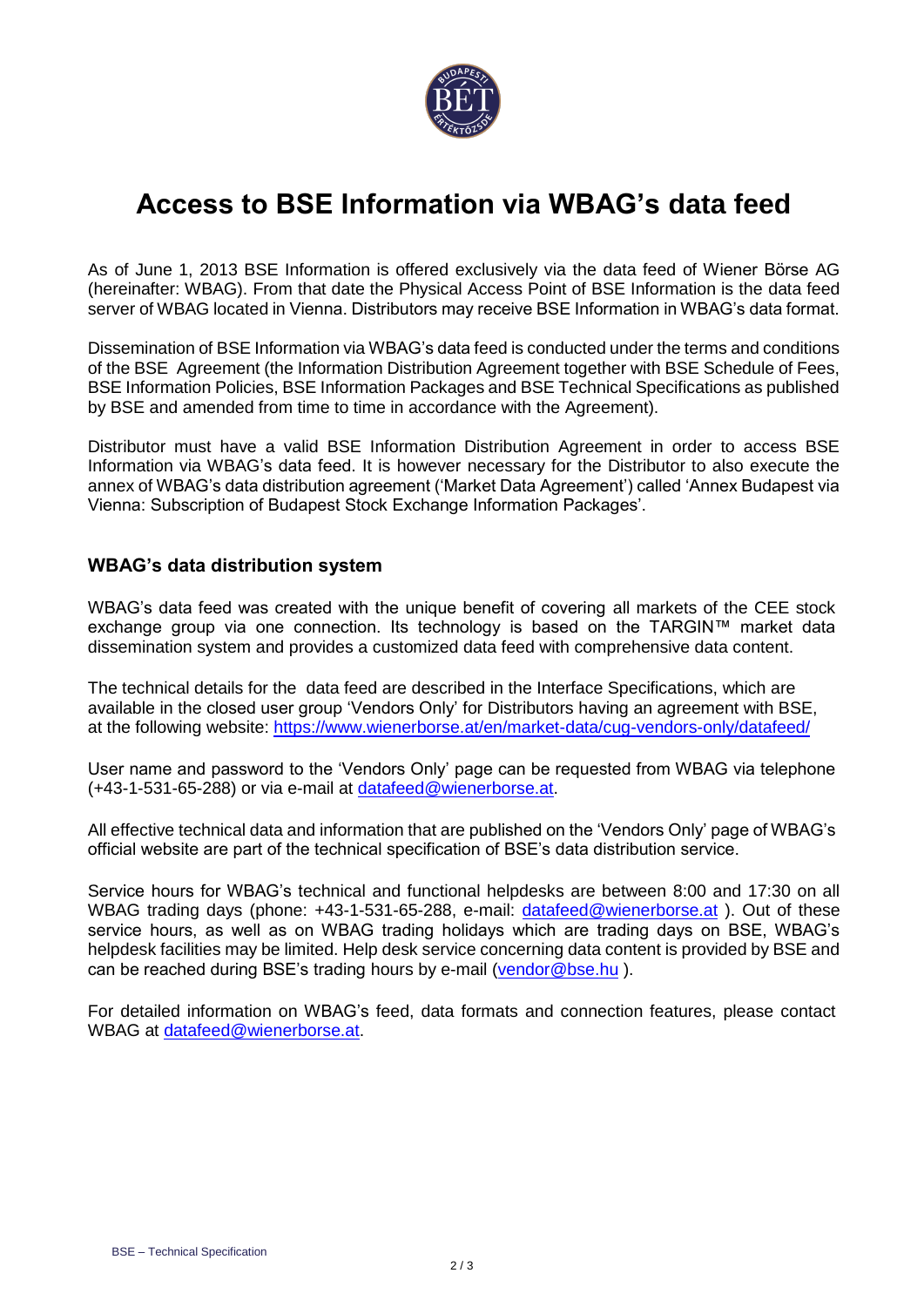# Access to BSE Information via WBAG's data feed

As of June 1, 2013 BSE Information is offered exclusively via the data feed of Wiener Börse AG (hereinafter: WBAG). From that date the Physical Access Point of BSE Information is the data feed server of WBAG located in Vienna. Distributors may receive BSE Information in WBAG's data format.

Dissemination of BSE Information via WBAG's data feed is conducted under the terms and conditions of the BSE Agreement (the Information Distribution Agreement together with BSE Schedule of Fees, BSE Information Policies, BSE Information Packages and BSE Technical Specifications as published by BSE and amended from time to time in accordance with the Agreement).

Distributor must have a valid BSE Information Distribution Agreement in order to access BSE Information via WBAG's data feed. It is however necessary for the Distributor to also execute the annex of WBAG's data distribution agreement ('Market Data Agreement') called 'Annex Budapest via Vienna: Subscription of Budapest Stock Exchange Information Packages'.

## WBAG's data distribution system

WBAG's data feed was created with the unique benefit of covering all markets of the CEE stock exchange group via one connection. Its technology is based on the TARGIN™ market data dissemination system and provides a customized data feed with comprehensive data content.

The technical details for the data feed are described in the Interface Specifications, which are available in the closed user group 'Vendors Only' for Distributors having an agreement with BSE, at the following website: https://www.wienerborse.at/en/market-data/cug-vendors-only/datafeed/

User name and password to the 'Vendors Only' page can be requested from WBAG via telephone (+43-1-531-65-288) or via e-mail at datafeed@wienerborse.at.

All effective technical data and information that are published on the 'Vendors Only' page of WBAG's official website are part of the technical specification of BSE's data distribution service.

Service hours for WBAG's technical and functional helpdesks are between 8:00 and 17:30 on all WBAG trading days (phone: +43-1-531-65-288, e-mail: datafeed@wienerborse.at ). Out of these service hours, as well as on WBAG trading holidays which are trading days on BSE, WBAG's helpdesk facilities may be limited. Help desk service concerning data content is provided by BSE and can be reached during BSE's trading hours by e-mail (vendor@bse.hu ).

For detailed information on WBAG's feed, data formats and connection features, please contact WBAG at datafeed@wienerborse.at.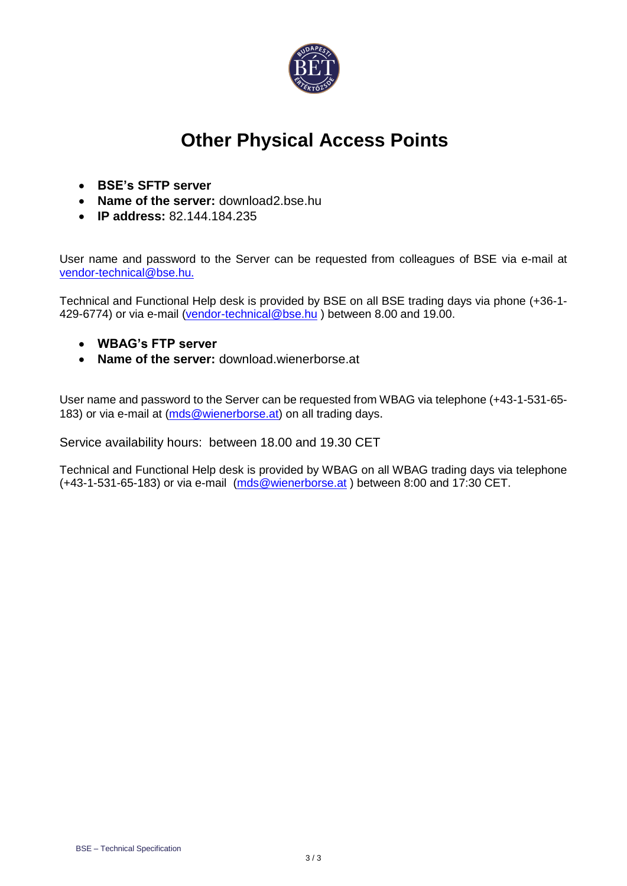# Other Physical Access Points

- **BSE's SFTP server**
- **Name of the server:** download2.bse.hu
- **IP address:** 82.144.184.235

User name and password to the Server can be requested from colleagues of BSE via e-mail at vendor-technical@bse.hu.

Technical and Functional Help desk is provided by BSE on all BSE trading days via phone (+36-1-429-6774) or via e-mail (vendor-technical@bse.hu ) between 8.00 and 19.00.

- **WBAG's FTP server**
- **Name of the server:** download.wienerborse.at

User name and password to the Server can be requested from WBAG via telephone (+43-1-531-65-183) or via e-mail at (mds@wienerborse.at) on all trading days.

Service availability hours: between 18.00 and 19.30 CET

Technical and Functional Help desk is provided by WBAG on all WBAG trading days via telephone (+43-1-531-65-183) or via e-mail (mds@wienerborse.at ) between 8:00 and 17:30 CET.